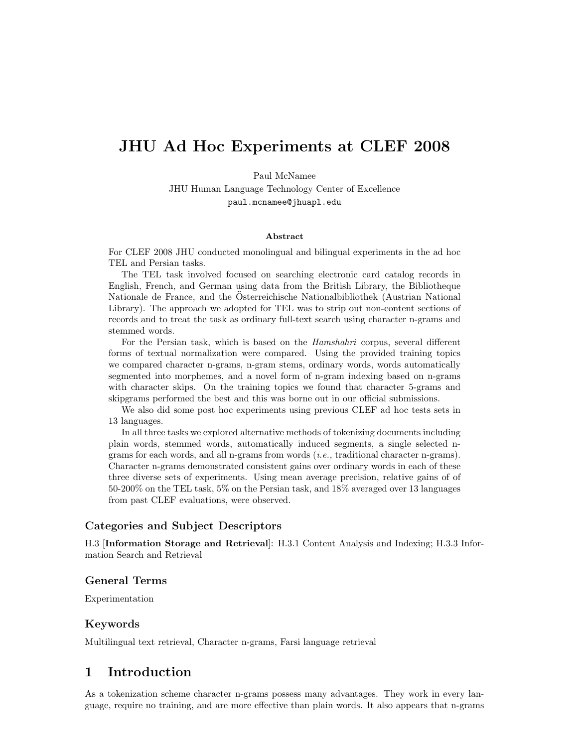# JHU Ad Hoc Experiments at CLEF 2008

Paul McNamee
JHU Human Language Technology Center of Excellence
`paul.mcnamee@jhuapl.edu`

**Abstract**

For CLEF 2008 JHU conducted monolingual and bilingual experiments in the ad hoc TEL and Persian tasks.

The TEL task involved focused on searching electronic card catalog records in English, French, and German using data from the British Library, the Bibliotheque Nationale de France, and the Österreichische Nationalbibliothek (Austrian National Library). The approach we adopted for TEL was to strip out non-content sections of records and to treat the task as ordinary full-text search using character n-grams and stemmed words.

For the Persian task, which is based on the *Hamshahri* corpus, several different forms of textual normalization were compared. Using the provided training topics we compared character n-grams, n-gram stems, ordinary words, words automatically segmented into morphemes, and a novel form of n-gram indexing based on n-grams with character skips. On the training topics we found that character 5-grams and skipgrams performed the best and this was borne out in our official submissions.

We also did some post hoc experiments using previous CLEF ad hoc tests sets in 13 languages.

In all three tasks we explored alternative methods of tokenizing documents including plain words, stemmed words, automatically induced segments, a single selected n-grams for each words, and all n-grams from words (*i.e.,* traditional character n-grams). Character n-grams demonstrated consistent gains over ordinary words in each of these three diverse sets of experiments. Using mean average precision, relative gains of of 50-200% on the TEL task, 5% on the Persian task, and 18% averaged over 13 languages from past CLEF evaluations, were observed.

### Categories and Subject Descriptors

H.3 [**Information Storage and Retrieval**]: H.3.1 Content Analysis and Indexing; H.3.3 Information Search and Retrieval

### General Terms

Experimentation

### Keywords

Multilingual text retrieval, Character n-grams, Farsi language retrieval

## 1 Introduction

As a tokenization scheme character n-grams possess many advantages. They work in every language, require no training, and are more effective than plain words. It also appears that n-grams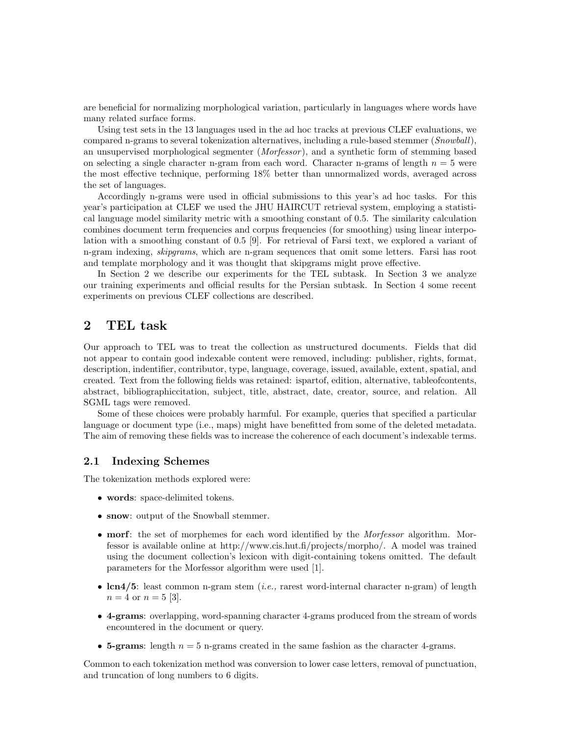are beneficial for normalizing morphological variation, particularly in languages where words have many related surface forms.

Using test sets in the 13 languages used in the ad hoc tracks at previous CLEF evaluations, we compared n-grams to several tokenization alternatives, including a rule-based stemmer (*Snowball*), an unsupervised morphological segmenter (*Morfessor*), and a synthetic form of stemming based on selecting a single character n-gram from each word. Character n-grams of length $n = 5$ were the most effective technique, performing 18% better than unnormalized words, averaged across the set of languages.

Accordingly n-grams were used in official submissions to this year's ad hoc tasks. For this year's participation at CLEF we used the JHU HAIRCUT retrieval system, employing a statistical language model similarity metric with a smoothing constant of 0.5. The similarity calculation combines document term frequencies and corpus frequencies (for smoothing) using linear interpolation with a smoothing constant of 0.5 [9]. For retrieval of Farsi text, we explored a variant of n-gram indexing, *skipgrams*, which are n-gram sequences that omit some letters. Farsi has root and template morphology and it was thought that skipgrams might prove effective.

In Section 2 we describe our experiments for the TEL subtask. In Section 3 we analyze our training experiments and official results for the Persian subtask. In Section 4 some recent experiments on previous CLEF collections are described.

## 2 TEL task

Our approach to TEL was to treat the collection as unstructured documents. Fields that did not appear to contain good indexable content were removed, including: publisher, rights, format, description, indentifier, contributor, type, language, coverage, issued, available, extent, spatial, and created. Text from the following fields was retained: ispartof, edition, alternative, tableofcontents, abstract, bibliographiccitation, subject, title, abstract, date, creator, source, and relation. All SGML tags were removed.

Some of these choices were probably harmful. For example, queries that specified a particular language or document type (i.e., maps) might have benefitted from some of the deleted metadata. The aim of removing these fields was to increase the coherence of each document's indexable terms.

### 2.1 Indexing Schemes

The tokenization methods explored were:

- **words**: space-delimited tokens.
- **snow**: output of the Snowball stemmer.
- **morf**: the set of morphemes for each word identified by the *Morfessor* algorithm. Morfessor is available online at http://www.cis.hut.fi/projects/morpho/. A model was trained using the document collection's lexicon with digit-containing tokens omitted. The default parameters for the Morfessor algorithm were used [1].
- **lcn4/5**: least common n-gram stem (*i.e.,* rarest word-internal character n-gram) of length $n = 4$ or $n = 5$ [3].
- **4-grams**: overlapping, word-spanning character 4-grams produced from the stream of words encountered in the document or query.
- **5-grams**: length $n = 5$ n-grams created in the same fashion as the character 4-grams.

Common to each tokenization method was conversion to lower case letters, removal of punctuation, and truncation of long numbers to 6 digits.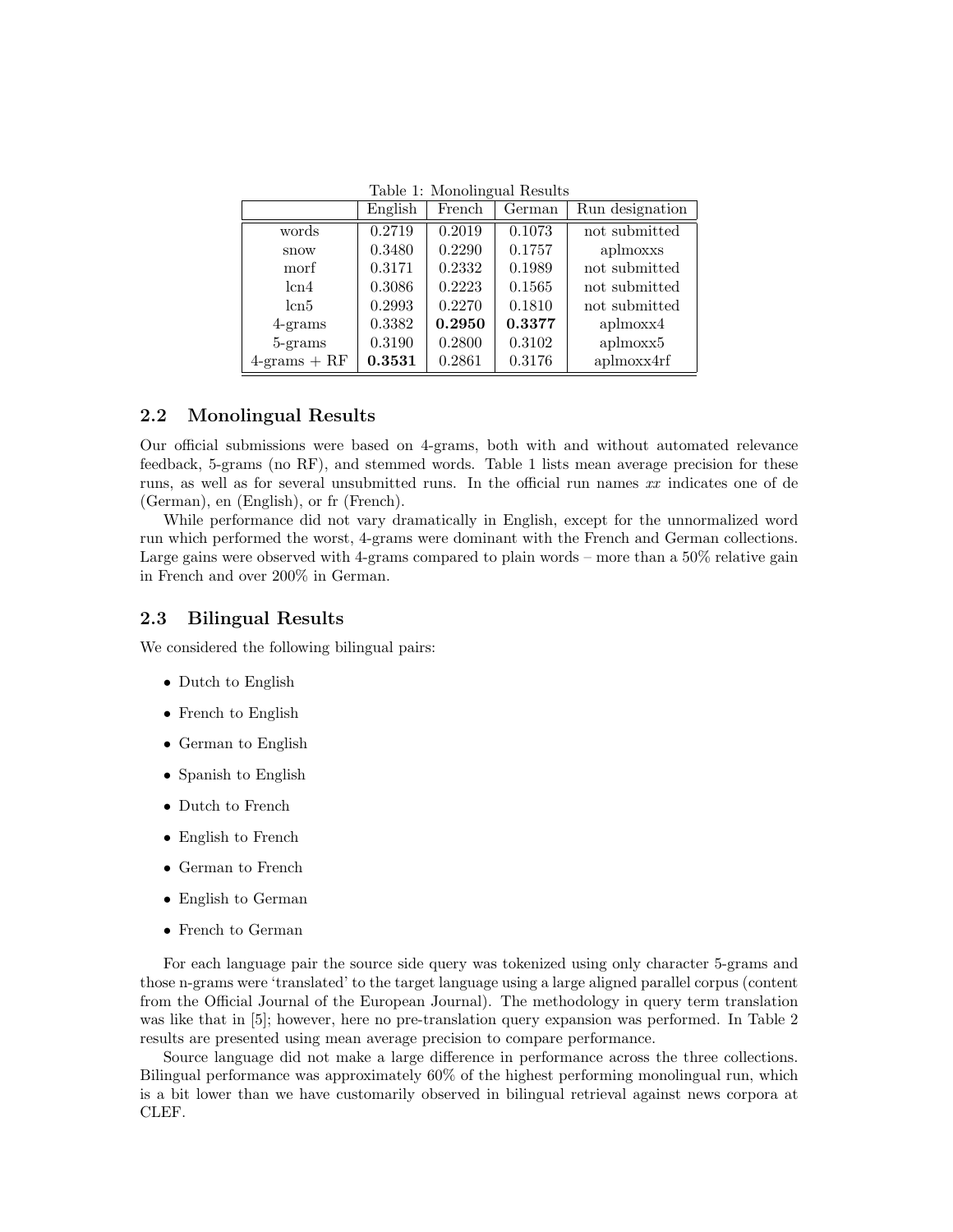Table 1: Monolingual Results

| | English | French | German | Run designation |
|---|---|---|---|---|
| words | 0.2719 | 0.2019 | 0.1073 | not submitted |
| snow | 0.3480 | 0.2290 | 0.1757 | aplmoxxs |
| morf | 0.3171 | 0.2332 | 0.1989 | not submitted |
| lcn4 | 0.3086 | 0.2223 | 0.1565 | not submitted |
| lcn5 | 0.2993 | 0.2270 | 0.1810 | not submitted |
| 4-grams | 0.3382 | **0.2950** | **0.3377** | aplmoxx4 |
| 5-grams | 0.3190 | 0.2800 | 0.3102 | aplmoxx5 |
| 4-grams + RF | **0.3531** | 0.2861 | 0.3176 | aplmoxx4rf |

## 2.2 Monolingual Results

Our official submissions were based on 4-grams, both with and without automated relevance feedback, 5-grams (no RF), and stemmed words. Table 1 lists mean average precision for these runs, as well as for several unsubmitted runs. In the official run names *xx* indicates one of de (German), en (English), or fr (French).

While performance did not vary dramatically in English, except for the unnormalized word run which performed the worst, 4-grams were dominant with the French and German collections. Large gains were observed with 4-grams compared to plain words – more than a 50% relative gain in French and over 200% in German.

## 2.3 Bilingual Results

We considered the following bilingual pairs:

- Dutch to English
- French to English
- German to English
- Spanish to English
- Dutch to French
- English to French
- German to French
- English to German
- French to German

For each language pair the source side query was tokenized using only character 5-grams and those n-grams were 'translated' to the target language using a large aligned parallel corpus (content from the Official Journal of the European Journal). The methodology in query term translation was like that in [5]; however, here no pre-translation query expansion was performed. In Table 2 results are presented using mean average precision to compare performance.

Source language did not make a large difference in performance across the three collections. Bilingual performance was approximately 60% of the highest performing monolingual run, which is a bit lower than we have customarily observed in bilingual retrieval against news corpora at CLEF.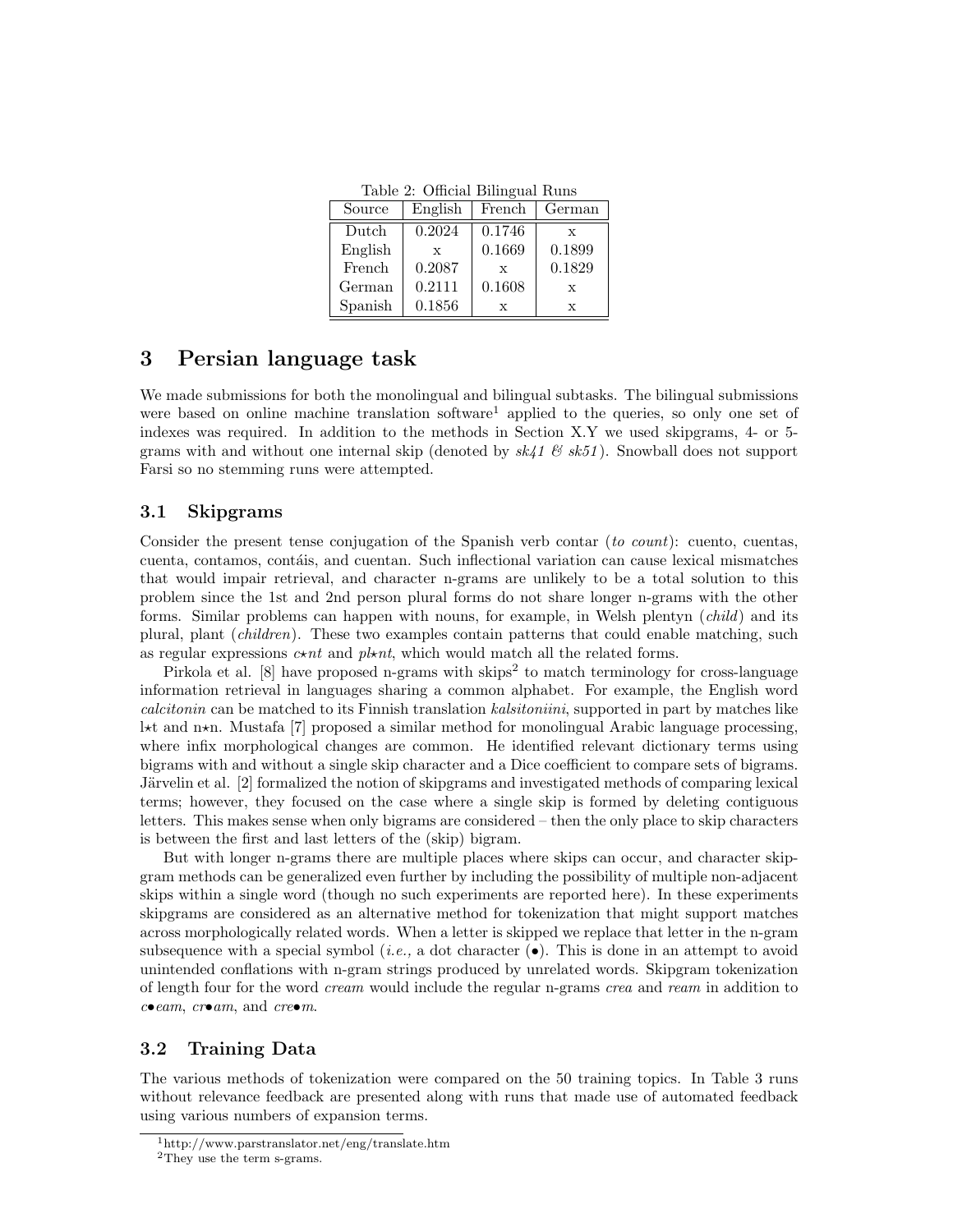Table 2: Official Bilingual Runs

| Source | English | French | German |
|---|---|---|---|
| Dutch | 0.2024 | 0.1746 | x |
| English | x | 0.1669 | 0.1899 |
| French | 0.2087 | x | 0.1829 |
| German | 0.2111 | 0.1608 | x |
| Spanish | 0.1856 | x | x |

# 3 Persian language task

We made submissions for both the monolingual and bilingual subtasks. The bilingual submissions were based on online machine translation software[1] applied to the queries, so only one set of indexes was required. In addition to the methods in Section X.Y we used skipgrams, 4- or 5-grams with and without one internal skip (denoted by *sk41 & sk51*). Snowball does not support Farsi so no stemming runs were attempted.

## 3.1 Skipgrams

Consider the present tense conjugation of the Spanish verb contar (*to count*): cuento, cuentas, cuenta, contamos, contáis, and cuentan. Such inflectional variation can cause lexical mismatches that would impair retrieval, and character n-grams are unlikely to be a total solution to this problem since the 1st and 2nd person plural forms do not share longer n-grams with the other forms. Similar problems can happen with nouns, for example, in Welsh plentyn (*child*) and its plural, plant (*children*). These two examples contain patterns that could enable matching, such as regular expressions *c⋆nt* and *pl⋆nt*, which would match all the related forms.

Pirkola et al. [8] have proposed n-grams with skips[2] to match terminology for cross-language information retrieval in languages sharing a common alphabet. For example, the English word *calcitonin* can be matched to its Finnish translation *kalsitoniini*, supported in part by matches like l⋆t and n⋆n. Mustafa [7] proposed a similar method for monolingual Arabic language processing, where infix morphological changes are common. He identified relevant dictionary terms using bigrams with and without a single skip character and a Dice coefficient to compare sets of bigrams. Järvelin et al. [2] formalized the notion of skipgrams and investigated methods of comparing lexical terms; however, they focused on the case where a single skip is formed by deleting contiguous letters. This makes sense when only bigrams are considered – then the only place to skip characters is between the first and last letters of the (skip) bigram.

But with longer n-grams there are multiple places where skips can occur, and character skip-gram methods can be generalized even further by including the possibility of multiple non-adjacent skips within a single word (though no such experiments are reported here). In these experiments skipgrams are considered as an alternative method for tokenization that might support matches across morphologically related words. When a letter is skipped we replace that letter in the n-gram subsequence with a special symbol (*i.e.,* a dot character (•). This is done in an attempt to avoid unintended conflations with n-gram strings produced by unrelated words. Skipgram tokenization of length four for the word *cream* would include the regular n-grams *crea* and *ream* in addition to *c•eam*, *cr•am*, and *cre•m*.

## 3.2 Training Data

The various methods of tokenization were compared on the 50 training topics. In Table 3 runs without relevance feedback are presented along with runs that made use of automated feedback using various numbers of expansion terms.

[1] http://www.parstranslator.net/eng/translate.htm

[2] They use the term s-grams.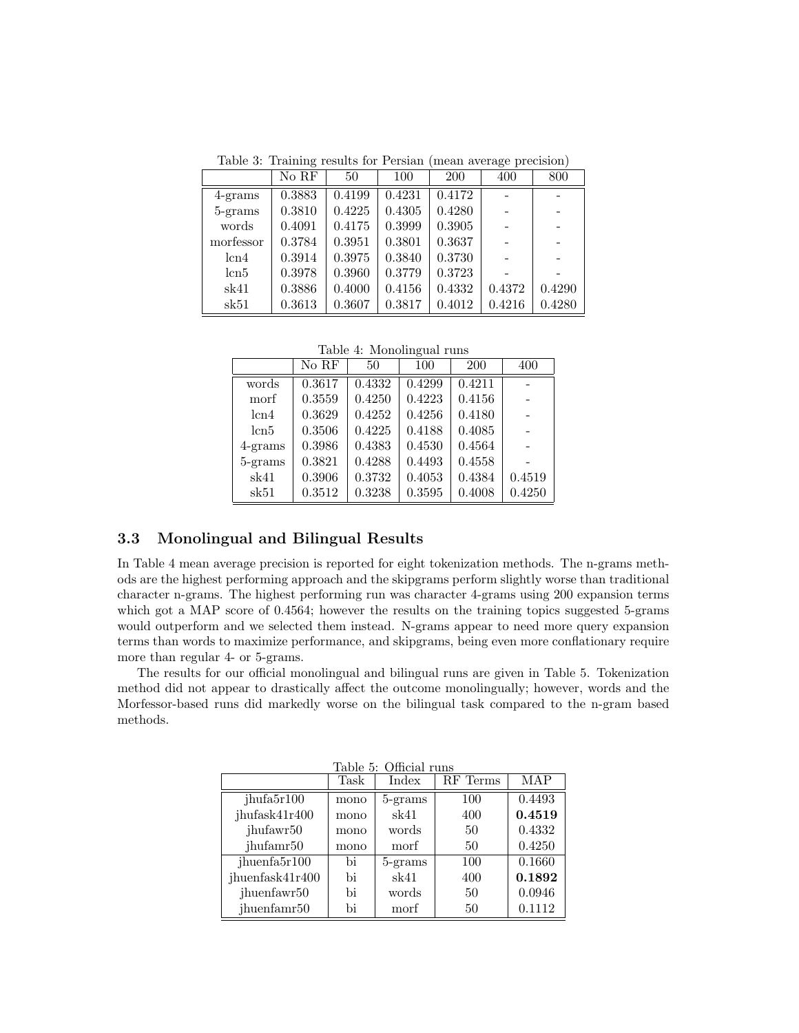Table 3: Training results for Persian (mean average precision)

| | No RF | 50 | 100 | 200 | 400 | 800 |
|---|---|---|---|---|---|---|
| 4-grams | 0.3883 | 0.4199 | 0.4231 | 0.4172 | - | - |
| 5-grams | 0.3810 | 0.4225 | 0.4305 | 0.4280 | - | - |
| words | 0.4091 | 0.4175 | 0.3999 | 0.3905 | - | - |
| morfessor | 0.3784 | 0.3951 | 0.3801 | 0.3637 | - | - |
| lcn4 | 0.3914 | 0.3975 | 0.3840 | 0.3730 | - | - |
| lcn5 | 0.3978 | 0.3960 | 0.3779 | 0.3723 | - | - |
| sk41 | 0.3886 | 0.4000 | 0.4156 | 0.4332 | 0.4372 | 0.4290 |
| sk51 | 0.3613 | 0.3607 | 0.3817 | 0.4012 | 0.4216 | 0.4280 |

Table 4: Monolingual runs

| | No RF | 50 | 100 | 200 | 400 |
|---|---|---|---|---|---|
| words | 0.3617 | 0.4332 | 0.4299 | 0.4211 | - |
| morf | 0.3559 | 0.4250 | 0.4223 | 0.4156 | - |
| lcn4 | 0.3629 | 0.4252 | 0.4256 | 0.4180 | - |
| lcn5 | 0.3506 | 0.4225 | 0.4188 | 0.4085 | - |
| 4-grams | 0.3986 | 0.4383 | 0.4530 | 0.4564 | - |
| 5-grams | 0.3821 | 0.4288 | 0.4493 | 0.4558 | - |
| sk41 | 0.3906 | 0.3732 | 0.4053 | 0.4384 | 0.4519 |
| sk51 | 0.3512 | 0.3238 | 0.3595 | 0.4008 | 0.4250 |

### 3.3 Monolingual and Bilingual Results

In Table 4 mean average precision is reported for eight tokenization methods. The n-grams methods are the highest performing approach and the skipgrams perform slightly worse than traditional character n-grams. The highest performing run was character 4-grams using 200 expansion terms which got a MAP score of 0.4564; however the results on the training topics suggested 5-grams would outperform and we selected them instead. N-grams appear to need more query expansion terms than words to maximize performance, and skipgrams, being even more conflationary require more than regular 4- or 5-grams.

The results for our official monolingual and bilingual runs are given in Table 5. Tokenization method did not appear to drastically affect the outcome monolingually; however, words and the Morfessor-based runs did markedly worse on the bilingual task compared to the n-gram based methods.

Table 5: Official runs

| | Task | Index | RF Terms | MAP |
|---|---|---|---|---|
| jhufa5r100 | mono | 5-grams | 100 | 0.4493 |
| jhufask41r400 | mono | sk41 | 400 | **0.4519** |
| jhufawr50 | mono | words | 50 | 0.4332 |
| jhufamr50 | mono | morf | 50 | 0.4250 |
| jhuenfa5r100 | bi | 5-grams | 100 | 0.1660 |
| jhuenfask41r400 | bi | sk41 | 400 | **0.1892** |
| jhuenfawr50 | bi | words | 50 | 0.0946 |
| jhuenfamr50 | bi | morf | 50 | 0.1112 |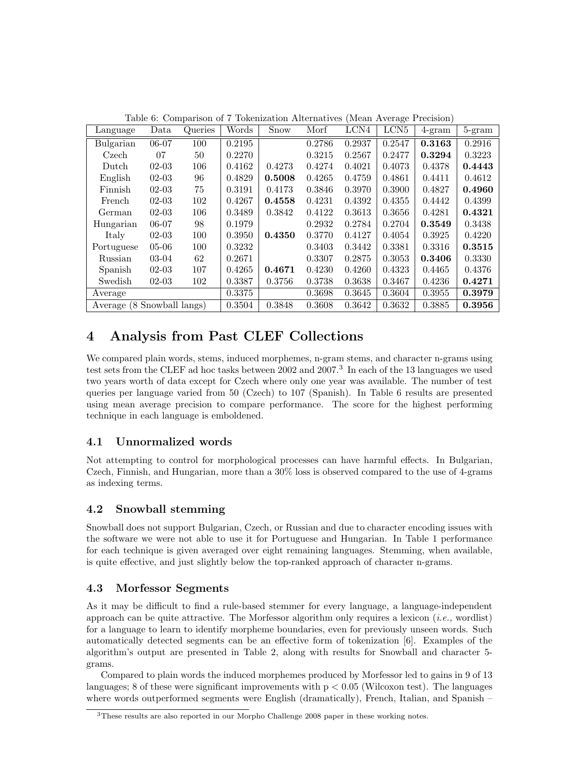Table 6: Comparison of 7 Tokenization Alternatives (Mean Average Precision)

| Language | Data | Queries | Words | Snow | Morf | LCN4 | LCN5 | 4-gram | 5-gram |
|---|---|---|---|---|---|---|---|---|---|
| Bulgarian | 06-07 | 100 | 0.2195 | | 0.2786 | 0.2937 | 0.2547 | **0.3163** | 0.2916 |
| Czech | 07 | 50 | 0.2270 | | 0.3215 | 0.2567 | 0.2477 | **0.3294** | 0.3223 |
| Dutch | 02-03 | 106 | 0.4162 | 0.4273 | 0.4274 | 0.4021 | 0.4073 | 0.4378 | **0.4443** |
| English | 02-03 | 96 | 0.4829 | **0.5008** | 0.4265 | 0.4759 | 0.4861 | 0.4411 | 0.4612 |
| Finnish | 02-03 | 75 | 0.3191 | 0.4173 | 0.3846 | 0.3970 | 0.3900 | 0.4827 | **0.4960** |
| French | 02-03 | 102 | 0.4267 | **0.4558** | 0.4231 | 0.4392 | 0.4355 | 0.4442 | 0.4399 |
| German | 02-03 | 106 | 0.3489 | 0.3842 | 0.4122 | 0.3613 | 0.3656 | 0.4281 | **0.4321** |
| Hungarian | 06-07 | 98 | 0.1979 | | 0.2932 | 0.2784 | 0.2704 | **0.3549** | 0.3438 |
| Italy | 02-03 | 100 | 0.3950 | **0.4350** | 0.3770 | 0.4127 | 0.4054 | 0.3925 | 0.4220 |
| Portuguese | 05-06 | 100 | 0.3232 | | 0.3403 | 0.3442 | 0.3381 | 0.3316 | **0.3515** |
| Russian | 03-04 | 62 | 0.2671 | | 0.3307 | 0.2875 | 0.3053 | **0.3406** | 0.3330 |
| Spanish | 02-03 | 107 | 0.4265 | **0.4671** | 0.4230 | 0.4260 | 0.4323 | 0.4465 | 0.4376 |
| Swedish | 02-03 | 102 | 0.3387 | 0.3756 | 0.3738 | 0.3638 | 0.3467 | 0.4236 | **0.4271** |
| Average | | | 0.3375 | | 0.3698 | 0.3645 | 0.3604 | 0.3955 | **0.3979** |
| Average (8 Snowball langs) | | | 0.3504 | 0.3848 | 0.3608 | 0.3642 | 0.3632 | 0.3885 | **0.3956** |

# 4 Analysis from Past CLEF Collections

We compared plain words, stems, induced morphemes, n-gram stems, and character n-grams using test sets from the CLEF ad hoc tasks between 2002 and 2007.[3] In each of the 13 languages we used two years worth of data except for Czech where only one year was available. The number of test queries per language varied from 50 (Czech) to 107 (Spanish). In Table 6 results are presented using mean average precision to compare performance. The score for the highest performing technique in each language is emboldened.

## 4.1 Unnormalized words

Not attempting to control for morphological processes can have harmful effects. In Bulgarian, Czech, Finnish, and Hungarian, more than a 30% loss is observed compared to the use of 4-grams as indexing terms.

## 4.2 Snowball stemming

Snowball does not support Bulgarian, Czech, or Russian and due to character encoding issues with the software we were not able to use it for Portuguese and Hungarian. In Table 1 performance for each technique is given averaged over eight remaining languages. Stemming, when available, is quite effective, and just slightly below the top-ranked approach of character n-grams.

## 4.3 Morfessor Segments

As it may be difficult to find a rule-based stemmer for every language, a language-independent approach can be quite attractive. The Morfessor algorithm only requires a lexicon (*i.e.,* wordlist) for a language to learn to identify morpheme boundaries, even for previously unseen words. Such automatically detected segments can be an effective form of tokenization [6]. Examples of the algorithm's output are presented in Table 2, along with results for Snowball and character 5-grams.

Compared to plain words the induced morphemes produced by Morfessor led to gains in 9 of 13 languages; 8 of these were significant improvements with $p < 0.05$ (Wilcoxon test). The languages where words outperformed segments were English (dramatically), French, Italian, and Spanish –

[3] These results are also reported in our Morpho Challenge 2008 paper in these working notes.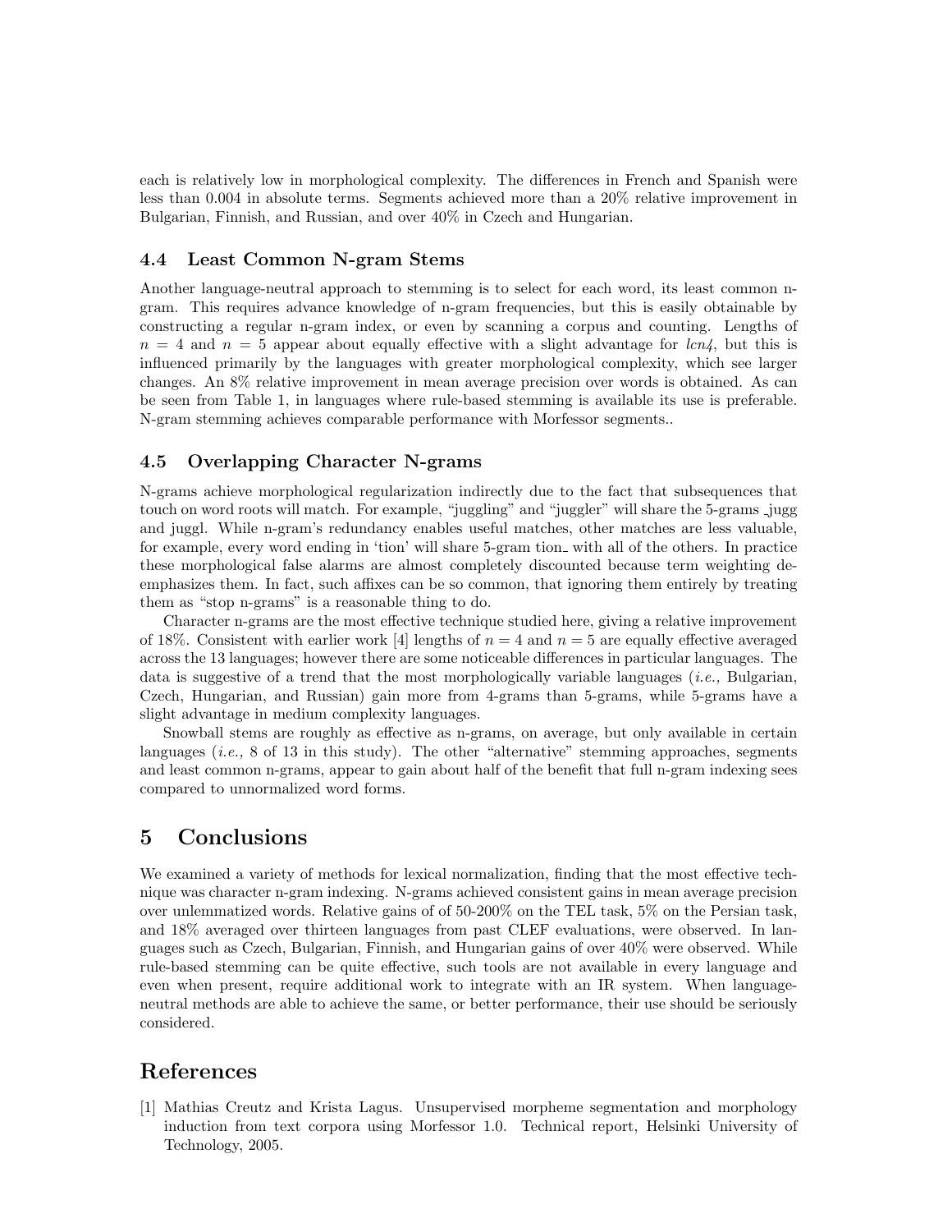each is relatively low in morphological complexity. The differences in French and Spanish were less than 0.004 in absolute terms. Segments achieved more than a 20% relative improvement in Bulgarian, Finnish, and Russian, and over 40% in Czech and Hungarian.

### 4.4 Least Common N-gram Stems

Another language-neutral approach to stemming is to select for each word, its least common n-gram. This requires advance knowledge of n-gram frequencies, but this is easily obtainable by constructing a regular n-gram index, or even by scanning a corpus and counting. Lengths of $n = 4$ and $n = 5$ appear about equally effective with a slight advantage for *lcn4*, but this is influenced primarily by the languages with greater morphological complexity, which see larger changes. An 8% relative improvement in mean average precision over words is obtained. As can be seen from Table 1, in languages where rule-based stemming is available its use is preferable. N-gram stemming achieves comparable performance with Morfessor segments..

### 4.5 Overlapping Character N-grams

N-grams achieve morphological regularization indirectly due to the fact that subsequences that touch on word roots will match. For example, "juggling" and "juggler" will share the 5-grams _jugg and juggl. While n-gram's redundancy enables useful matches, other matches are less valuable, for example, every word ending in 'tion' will share 5-gram tion_ with all of the others. In practice these morphological false alarms are almost completely discounted because term weighting de-emphasizes them. In fact, such affixes can be so common, that ignoring them entirely by treating them as "stop n-grams" is a reasonable thing to do.

Character n-grams are the most effective technique studied here, giving a relative improvement of 18%. Consistent with earlier work [4] lengths of $n = 4$ and $n = 5$ are equally effective averaged across the 13 languages; however there are some noticeable differences in particular languages. The data is suggestive of a trend that the most morphologically variable languages (*i.e.,* Bulgarian, Czech, Hungarian, and Russian) gain more from 4-grams than 5-grams, while 5-grams have a slight advantage in medium complexity languages.

Snowball stems are roughly as effective as n-grams, on average, but only available in certain languages (*i.e.,* 8 of 13 in this study). The other "alternative" stemming approaches, segments and least common n-grams, appear to gain about half of the benefit that full n-gram indexing sees compared to unnormalized word forms.

## 5 Conclusions

We examined a variety of methods for lexical normalization, finding that the most effective technique was character n-gram indexing. N-grams achieved consistent gains in mean average precision over unlemmatized words. Relative gains of of 50-200% on the TEL task, 5% on the Persian task, and 18% averaged over thirteen languages from past CLEF evaluations, were observed. In languages such as Czech, Bulgarian, Finnish, and Hungarian gains of over 40% were observed. While rule-based stemming can be quite effective, such tools are not available in every language and even when present, require additional work to integrate with an IR system. When language-neutral methods are able to achieve the same, or better performance, their use should be seriously considered.

## References

[1] Mathias Creutz and Krista Lagus. Unsupervised morpheme segmentation and morphology induction from text corpora using Morfessor 1.0. Technical report, Helsinki University of Technology, 2005.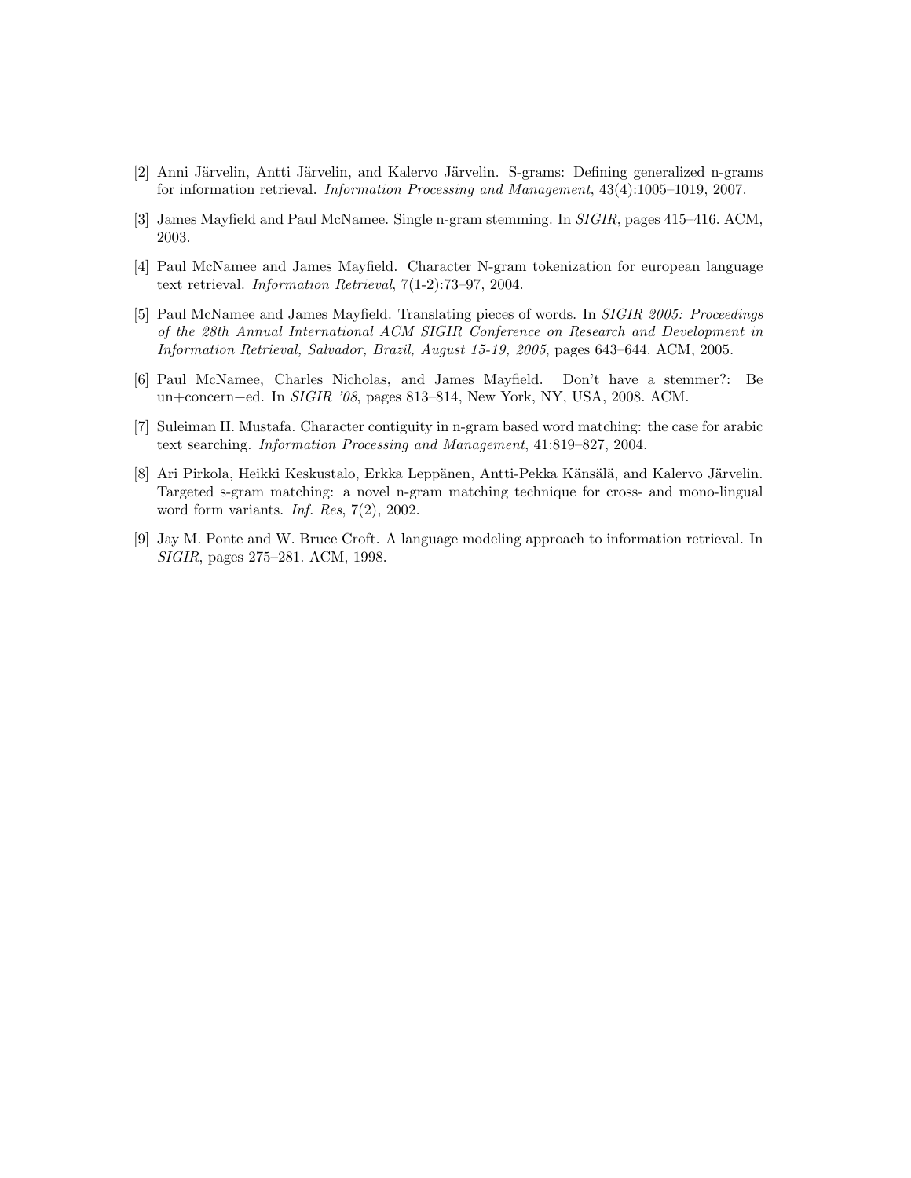[2] Anni Järvelin, Antti Järvelin, and Kalervo Järvelin. S-grams: Defining generalized n-grams for information retrieval. *Information Processing and Management*, 43(4):1005–1019, 2007.

[3] James Mayfield and Paul McNamee. Single n-gram stemming. In *SIGIR*, pages 415–416. ACM, 2003.

[4] Paul McNamee and James Mayfield. Character N-gram tokenization for european language text retrieval. *Information Retrieval*, 7(1-2):73–97, 2004.

[5] Paul McNamee and James Mayfield. Translating pieces of words. In *SIGIR 2005: Proceedings of the 28th Annual International ACM SIGIR Conference on Research and Development in Information Retrieval, Salvador, Brazil, August 15-19, 2005*, pages 643–644. ACM, 2005.

[6] Paul McNamee, Charles Nicholas, and James Mayfield. Don't have a stemmer?: Be un+concern+ed. In *SIGIR '08*, pages 813–814, New York, NY, USA, 2008. ACM.

[7] Suleiman H. Mustafa. Character contiguity in n-gram based word matching: the case for arabic text searching. *Information Processing and Management*, 41:819–827, 2004.

[8] Ari Pirkola, Heikki Keskustalo, Erkka Leppänen, Antti-Pekka Känsälä, and Kalervo Järvelin. Targeted s-gram matching: a novel n-gram matching technique for cross- and mono-lingual word form variants. *Inf. Res*, 7(2), 2002.

[9] Jay M. Ponte and W. Bruce Croft. A language modeling approach to information retrieval. In *SIGIR*, pages 275–281. ACM, 1998.